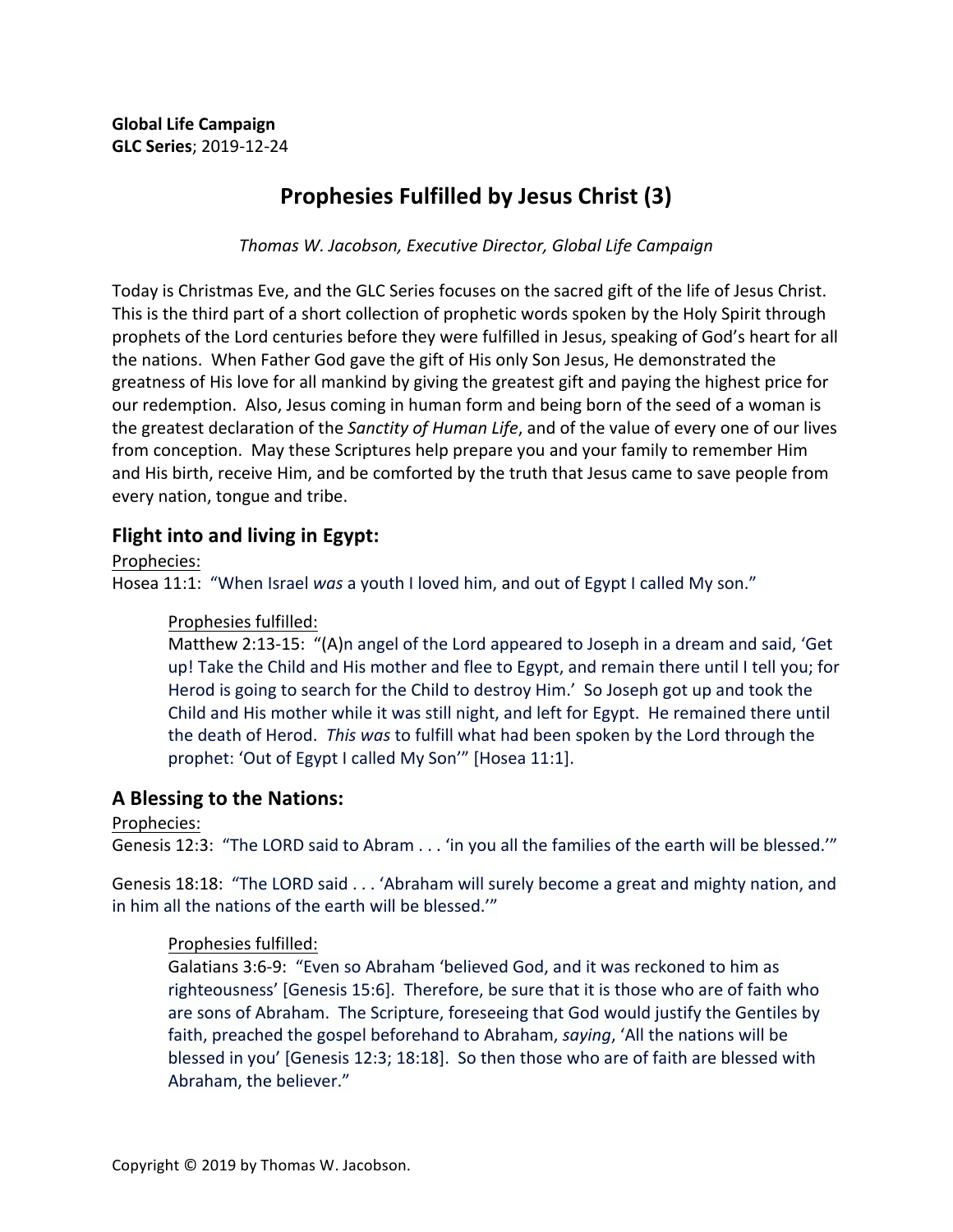**Global Life Campaign**
**GLC Series**; 2019-12-24

# Prophesies Fulfilled by Jesus Christ (3)

*Thomas W. Jacobson, Executive Director, Global Life Campaign*

Today is Christmas Eve, and the GLC Series focuses on the sacred gift of the life of Jesus Christ. This is the third part of a short collection of prophetic words spoken by the Holy Spirit through prophets of the Lord centuries before they were fulfilled in Jesus, speaking of God's heart for all the nations. When Father God gave the gift of His only Son Jesus, He demonstrated the greatness of His love for all mankind by giving the greatest gift and paying the highest price for our redemption. Also, Jesus coming in human form and being born of the seed of a woman is the greatest declaration of the *Sanctity of Human Life*, and of the value of every one of our lives from conception. May these Scriptures help prepare you and your family to remember Him and His birth, receive Him, and be comforted by the truth that Jesus came to save people from every nation, tongue and tribe.

## Flight into and living in Egypt:

<u>Prophecies:</u>
Hosea 11:1: "When Israel *was* a youth I loved him, and out of Egypt I called My son."

> <u>Prophesies fulfilled:</u>
> Matthew 2:13-15: "(A)n angel of the Lord appeared to Joseph in a dream and said, 'Get up! Take the Child and His mother and flee to Egypt, and remain there until I tell you; for Herod is going to search for the Child to destroy Him.' So Joseph got up and took the Child and His mother while it was still night, and left for Egypt. He remained there until the death of Herod. *This was* to fulfill what had been spoken by the Lord through the prophet: 'Out of Egypt I called My Son'" [Hosea 11:1].

## A Blessing to the Nations:

<u>Prophecies:</u>
Genesis 12:3: "The LORD said to Abram . . . 'in you all the families of the earth will be blessed.'"

Genesis 18:18: "The LORD said . . . 'Abraham will surely become a great and mighty nation, and in him all the nations of the earth will be blessed.'"

> <u>Prophesies fulfilled:</u>
> Galatians 3:6-9: "Even so Abraham 'believed God, and it was reckoned to him as righteousness' [Genesis 15:6]. Therefore, be sure that it is those who are of faith who are sons of Abraham. The Scripture, foreseeing that God would justify the Gentiles by faith, preached the gospel beforehand to Abraham, *saying*, 'All the nations will be blessed in you' [Genesis 12:3; 18:18]. So then those who are of faith are blessed with Abraham, the believer."

Copyright © 2019 by Thomas W. Jacobson.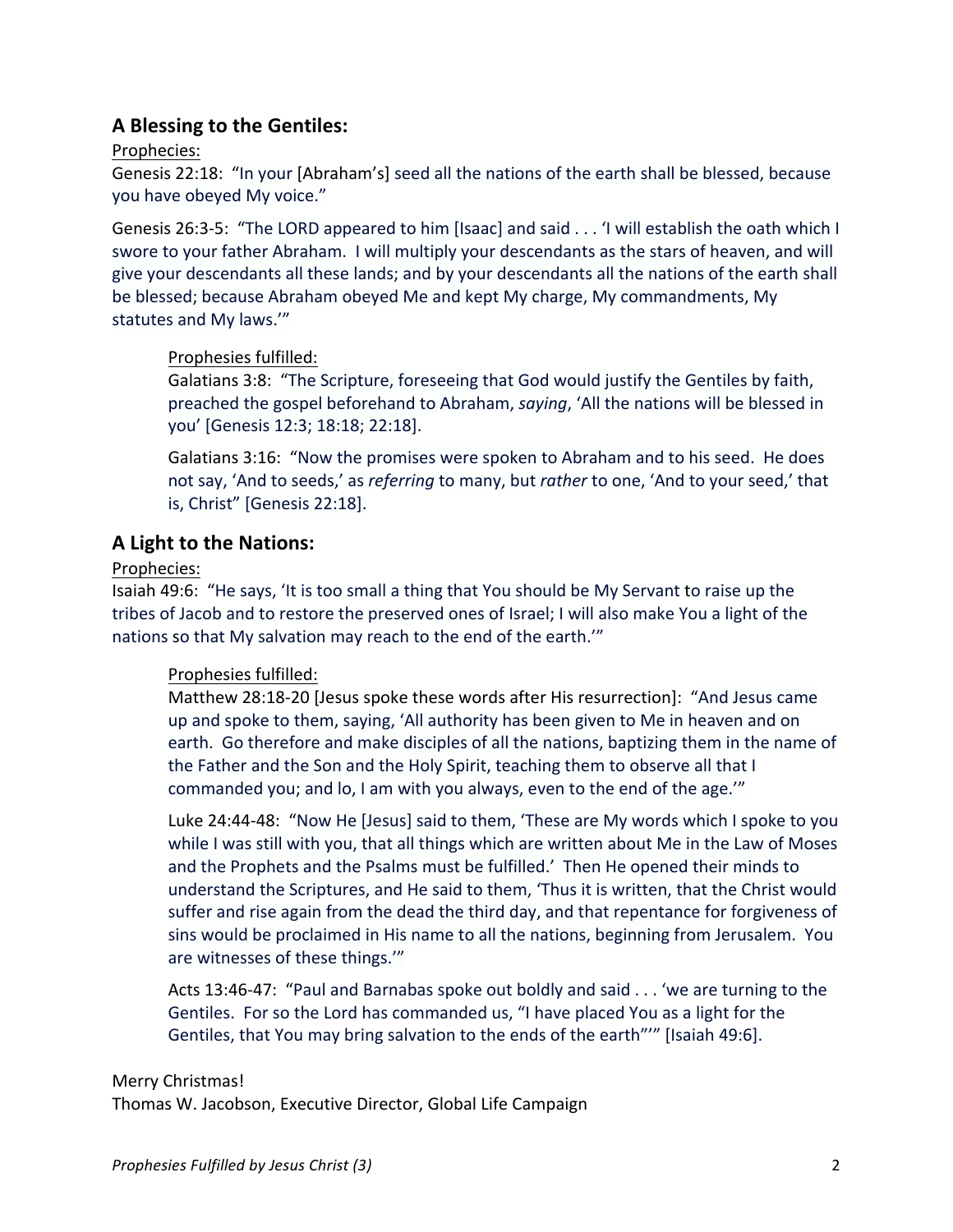## A Blessing to the Gentiles:

Prophecies:

Genesis 22:18: "In your [Abraham's] seed all the nations of the earth shall be blessed, because you have obeyed My voice."

Genesis 26:3-5: "The LORD appeared to him [Isaac] and said . . . 'I will establish the oath which I swore to your father Abraham. I will multiply your descendants as the stars of heaven, and will give your descendants all these lands; and by your descendants all the nations of the earth shall be blessed; because Abraham obeyed Me and kept My charge, My commandments, My statutes and My laws.'"

> Prophesies fulfilled:
>
> Galatians 3:8: "The Scripture, foreseeing that God would justify the Gentiles by faith, preached the gospel beforehand to Abraham, *saying*, 'All the nations will be blessed in you' [Genesis 12:3; 18:18; 22:18].
>
> Galatians 3:16: "Now the promises were spoken to Abraham and to his seed. He does not say, 'And to seeds,' as *referring* to many, but *rather* to one, 'And to your seed,' that is, Christ" [Genesis 22:18].

## A Light to the Nations:

Prophecies:

Isaiah 49:6: "He says, 'It is too small a thing that You should be My Servant to raise up the tribes of Jacob and to restore the preserved ones of Israel; I will also make You a light of the nations so that My salvation may reach to the end of the earth.'"

> Prophesies fulfilled:
>
> Matthew 28:18-20 [Jesus spoke these words after His resurrection]: "And Jesus came up and spoke to them, saying, 'All authority has been given to Me in heaven and on earth. Go therefore and make disciples of all the nations, baptizing them in the name of the Father and the Son and the Holy Spirit, teaching them to observe all that I commanded you; and lo, I am with you always, even to the end of the age.'"
>
> Luke 24:44-48: "Now He [Jesus] said to them, 'These are My words which I spoke to you while I was still with you, that all things which are written about Me in the Law of Moses and the Prophets and the Psalms must be fulfilled.' Then He opened their minds to understand the Scriptures, and He said to them, 'Thus it is written, that the Christ would suffer and rise again from the dead the third day, and that repentance for forgiveness of sins would be proclaimed in His name to all the nations, beginning from Jerusalem. You are witnesses of these things.'"
>
> Acts 13:46-47: "Paul and Barnabas spoke out boldly and said . . . 'we are turning to the Gentiles. For so the Lord has commanded us, "I have placed You as a light for the Gentiles, that You may bring salvation to the ends of the earth"'" [Isaiah 49:6].

Merry Christmas!
Thomas W. Jacobson, Executive Director, Global Life Campaign